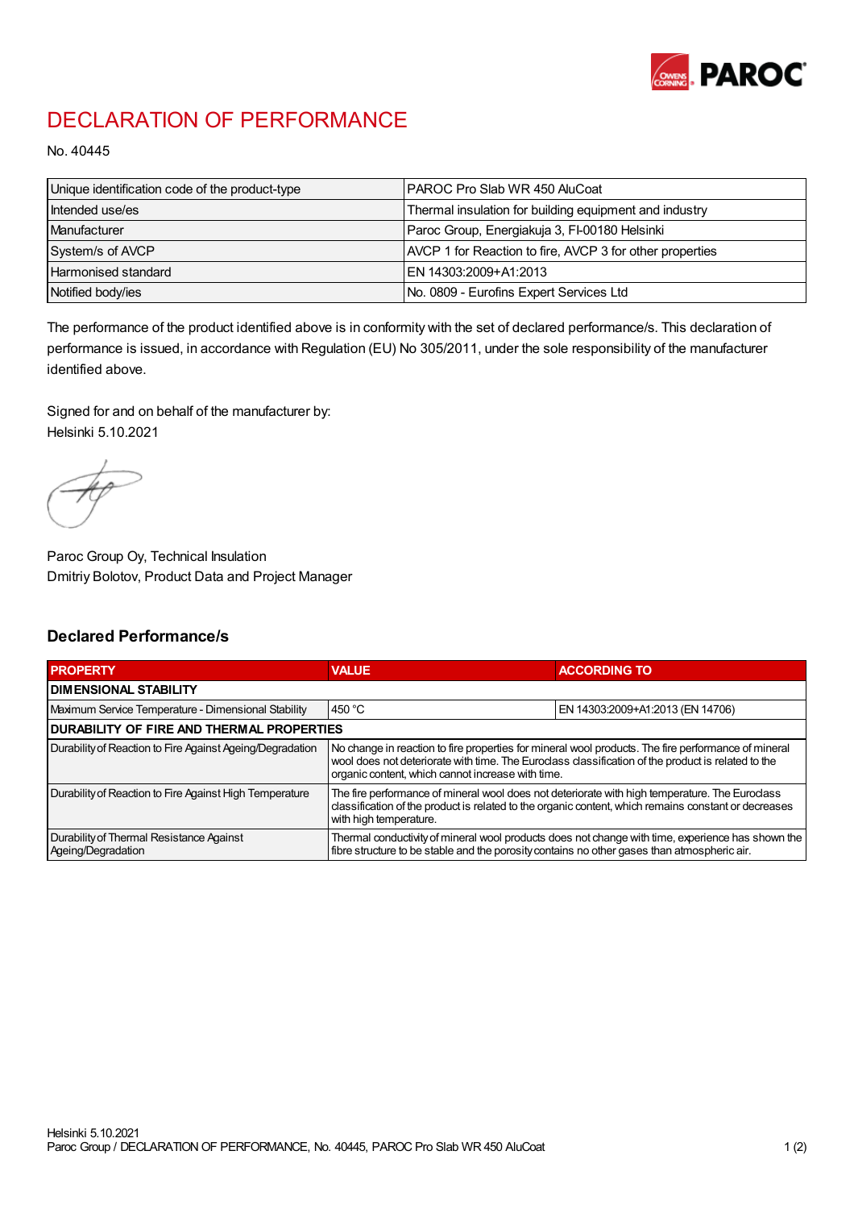# DECLARATION OF PERFORMANCE

No. 40445

| Unique identification code of the product-type | PAROC Pro Slab WR 450 AluCoat |
|---|---|
| Intended use/es | Thermal insulation for building equipment and industry |
| Manufacturer | Paroc Group, Energiakuja 3, FI-00180 Helsinki |
| System/s of AVCP | AVCP 1 for Reaction to fire, AVCP 3 for other properties |
| Harmonised standard | EN 14303:2009+A1:2013 |
| Notified body/ies | No. 0809 - Eurofins Expert Services Ltd |

The performance of the product identified above is in conformity with the set of declared performance/s. This declaration of performance is issued, in accordance with Regulation (EU) No 305/2011, under the sole responsibility of the manufacturer identified above.

Signed for and on behalf of the manufacturer by:
Helsinki 5.10.2021

Paroc Group Oy, Technical Insulation
Dmitriy Bolotov, Product Data and Project Manager

## Declared Performance/s

| PROPERTY | VALUE | ACCORDING TO |
|---|---|---|
| **DIMENSIONAL STABILITY** | | |
| Maximum Service Temperature - Dimensional Stability | 450 °C | EN 14303:2009+A1:2013 (EN 14706) |
| **DURABILITY OF FIRE AND THERMAL PROPERTIES** | | |
| Durability of Reaction to Fire Against Ageing/Degradation | No change in reaction to fire properties for mineral wool products. The fire performance of mineral wool does not deteriorate with time. The Euroclass classification of the product is related to the organic content, which cannot increase with time. | |
| Durability of Reaction to Fire Against High Temperature | The fire performance of mineral wool does not deteriorate with high temperature. The Euroclass classification of the product is related to the organic content, which remains constant or decreases with high temperature. | |
| Durability of Thermal Resistance Against Ageing/Degradation | Thermal conductivity of mineral wool products does not change with time, experience has shown the fibre structure to be stable and the porosity contains no other gases than atmospheric air. | |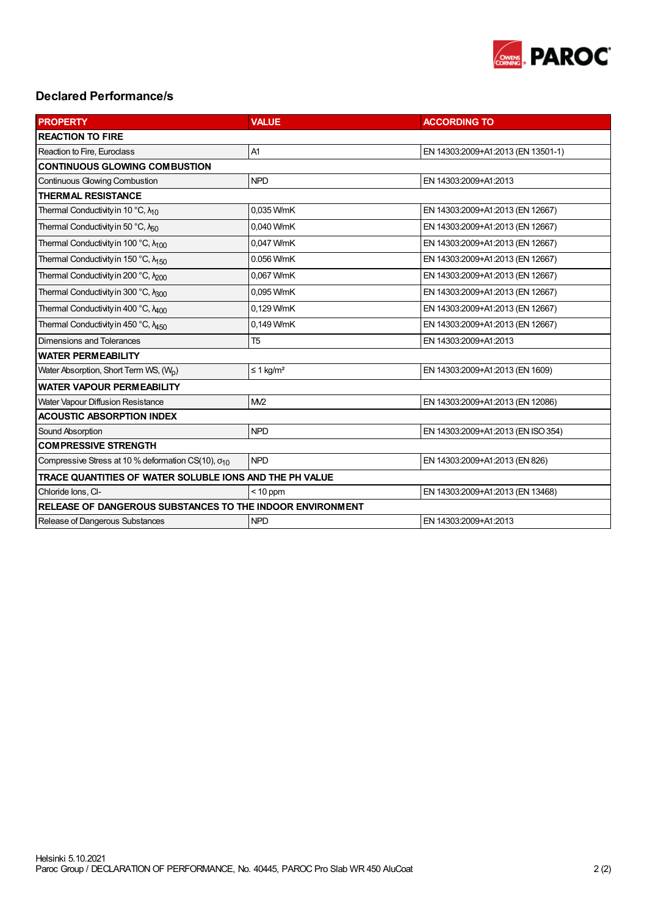## Declared Performance/s

| PROPERTY | VALUE | ACCORDING TO |
|---|---|---|
| **REACTION TO FIRE** | | |
| Reaction to Fire, Euroclass | A1 | EN 14303:2009+A1:2013 (EN 13501-1) |
| **CONTINUOUS GLOWING COMBUSTION** | | |
| Continuous Glowing Combustion | NPD | EN 14303:2009+A1:2013 |
| **THERMAL RESISTANCE** | | |
| Thermal Conductivity in 10 °C, $\lambda_{10}$ | 0,035 W/mK | EN 14303:2009+A1:2013 (EN 12667) |
| Thermal Conductivity in 50 °C, $\lambda_{50}$ | 0,040 W/mK | EN 14303:2009+A1:2013 (EN 12667) |
| Thermal Conductivity in 100 °C, $\lambda_{100}$ | 0,047 W/mK | EN 14303:2009+A1:2013 (EN 12667) |
| Thermal Conductivity in 150 °C, $\lambda_{150}$ | 0.056 W/mK | EN 14303:2009+A1:2013 (EN 12667) |
| Thermal Conductivity in 200 °C, $\lambda_{200}$ | 0,067 W/mK | EN 14303:2009+A1:2013 (EN 12667) |
| Thermal Conductivity in 300 °C, $\lambda_{300}$ | 0,095 W/mK | EN 14303:2009+A1:2013 (EN 12667) |
| Thermal Conductivity in 400 °C, $\lambda_{400}$ | 0,129 W/mK | EN 14303:2009+A1:2013 (EN 12667) |
| Thermal Conductivity in 450 °C, $\lambda_{450}$ | 0,149 W/mK | EN 14303:2009+A1:2013 (EN 12667) |
| Dimensions and Tolerances | T5 | EN 14303:2009+A1:2013 |
| **WATER PERMEABILITY** | | |
| Water Absorption, Short Term WS, ($W_p$) | ≤ 1 kg/m² | EN 14303:2009+A1:2013 (EN 1609) |
| **WATER VAPOUR PERMEABILITY** | | |
| Water Vapour Diffusion Resistance | MV2 | EN 14303:2009+A1:2013 (EN 12086) |
| **ACOUSTIC ABSORPTION INDEX** | | |
| Sound Absorption | NPD | EN 14303:2009+A1:2013 (EN ISO 354) |
| **COMPRESSIVE STRENGTH** | | |
| Compressive Stress at 10 % deformation CS(10), $\sigma_{10}$ | NPD | EN 14303:2009+A1:2013 (EN 826) |
| **TRACE QUANTITIES OF WATER SOLUBLE IONS AND THE PH VALUE** | | |
| Chloride Ions, Cl- | < 10 ppm | EN 14303:2009+A1:2013 (EN 13468) |
| **RELEASE OF DANGEROUS SUBSTANCES TO THE INDOOR ENVIRONMENT** | | |
| Release of Dangerous Substances | NPD | EN 14303:2009+A1:2013 |

Helsinki 5.10.2021
Paroc Group / DECLARATION OF PERFORMANCE, No. 40445, PAROC Pro Slab WR 450 AluCoat